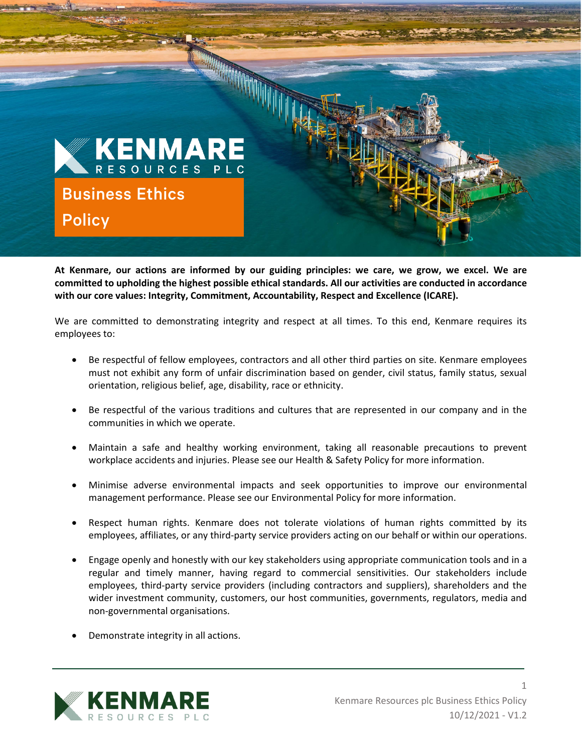# Business Ethics Policy

**At Kenmare, our actions are informed by our guiding principles: we care, we grow, we excel. We are committed to upholding the highest possible ethical standards. All our activities are conducted in accordance with our core values: Integrity, Commitment, Accountability, Respect and Excellence (ICARE).**

We are committed to demonstrating integrity and respect at all times. To this end, Kenmare requires its employees to:

- Be respectful of fellow employees, contractors and all other third parties on site. Kenmare employees must not exhibit any form of unfair discrimination based on gender, civil status, family status, sexual orientation, religious belief, age, disability, race or ethnicity.
- Be respectful of the various traditions and cultures that are represented in our company and in the communities in which we operate.
- Maintain a safe and healthy working environment, taking all reasonable precautions to prevent workplace accidents and injuries. Please see our Health & Safety Policy for more information.
- Minimise adverse environmental impacts and seek opportunities to improve our environmental management performance. Please see our Environmental Policy for more information.
- Respect human rights. Kenmare does not tolerate violations of human rights committed by its employees, affiliates, or any third-party service providers acting on our behalf or within our operations.
- Engage openly and honestly with our key stakeholders using appropriate communication tools and in a regular and timely manner, having regard to commercial sensitivities. Our stakeholders include employees, third-party service providers (including contractors and suppliers), shareholders and the wider investment community, customers, our host communities, governments, regulators, media and non-governmental organisations.
- Demonstrate integrity in all actions.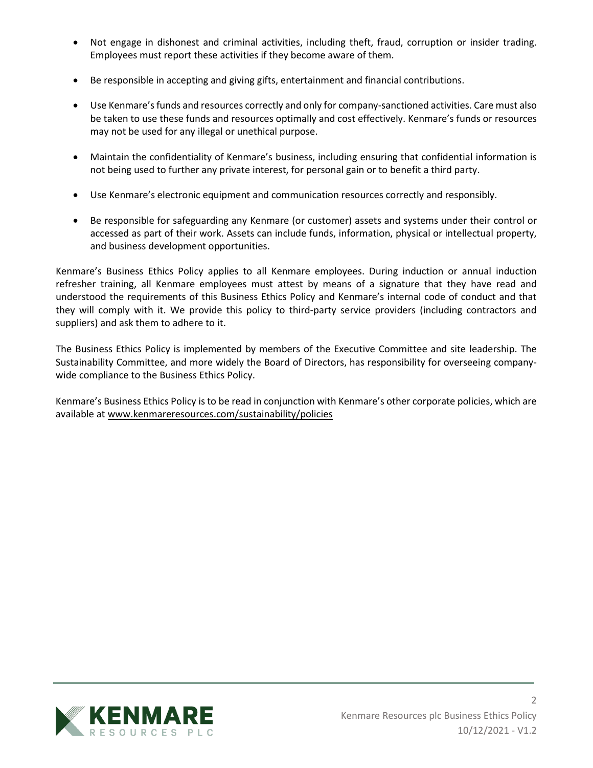- Not engage in dishonest and criminal activities, including theft, fraud, corruption or insider trading. Employees must report these activities if they become aware of them.
- Be responsible in accepting and giving gifts, entertainment and financial contributions.
- Use Kenmare's funds and resources correctly and only for company-sanctioned activities. Care must also be taken to use these funds and resources optimally and cost effectively. Kenmare's funds or resources may not be used for any illegal or unethical purpose.
- Maintain the confidentiality of Kenmare's business, including ensuring that confidential information is not being used to further any private interest, for personal gain or to benefit a third party.
- Use Kenmare's electronic equipment and communication resources correctly and responsibly.
- Be responsible for safeguarding any Kenmare (or customer) assets and systems under their control or accessed as part of their work. Assets can include funds, information, physical or intellectual property, and business development opportunities.

Kenmare's Business Ethics Policy applies to all Kenmare employees. During induction or annual induction refresher training, all Kenmare employees must attest by means of a signature that they have read and understood the requirements of this Business Ethics Policy and Kenmare's internal code of conduct and that they will comply with it. We provide this policy to third-party service providers (including contractors and suppliers) and ask them to adhere to it.

The Business Ethics Policy is implemented by members of the Executive Committee and site leadership. The Sustainability Committee, and more widely the Board of Directors, has responsibility for overseeing company-wide compliance to the Business Ethics Policy.

Kenmare's Business Ethics Policy is to be read in conjunction with Kenmare's other corporate policies, which are available at www.kenmareresources.com/sustainability/policies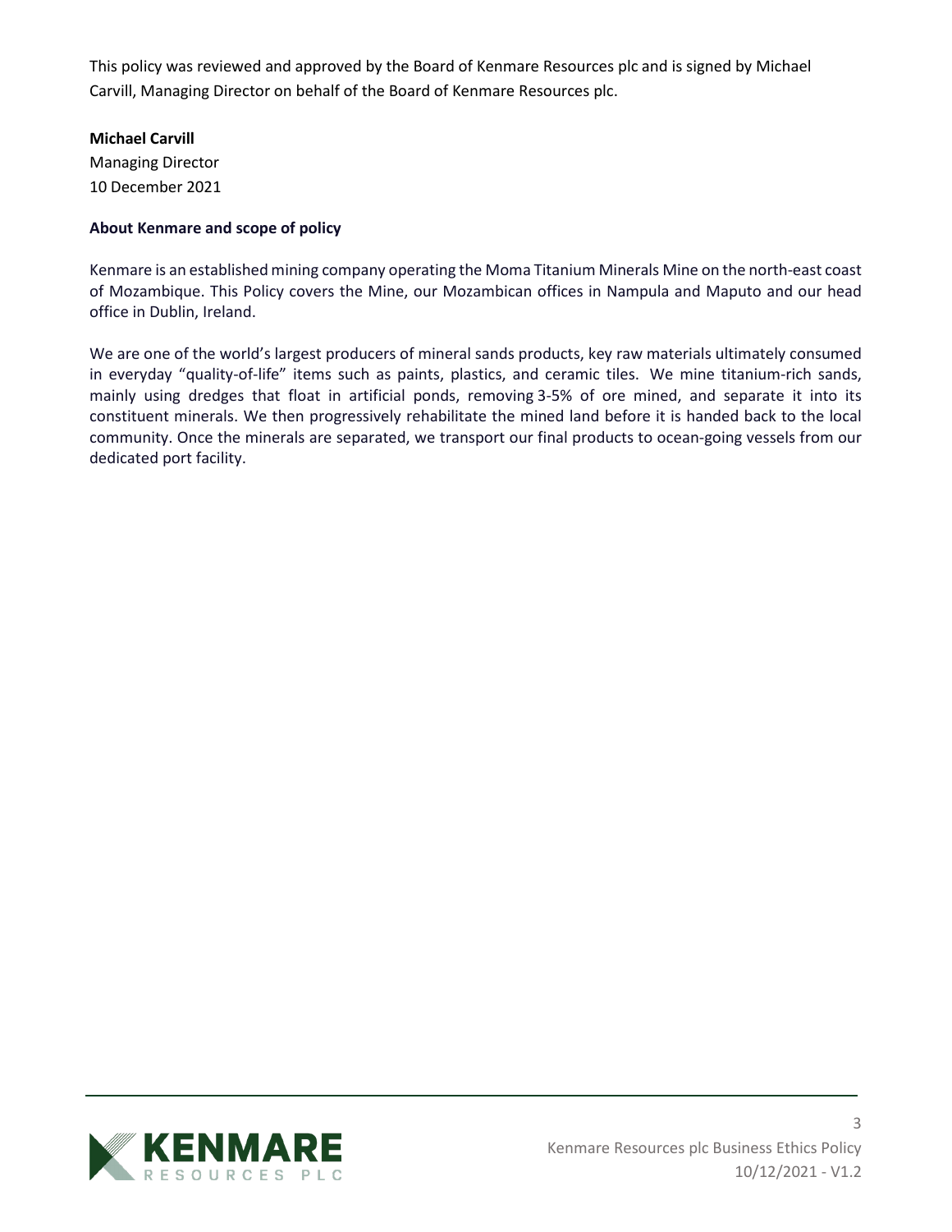This policy was reviewed and approved by the Board of Kenmare Resources plc and is signed by Michael Carvill, Managing Director on behalf of the Board of Kenmare Resources plc.

**Michael Carvill**
Managing Director
10 December 2021

**About Kenmare and scope of policy**

Kenmare is an established mining company operating the Moma Titanium Minerals Mine on the north-east coast of Mozambique. This Policy covers the Mine, our Mozambican offices in Nampula and Maputo and our head office in Dublin, Ireland.

We are one of the world's largest producers of mineral sands products, key raw materials ultimately consumed in everyday "quality-of-life" items such as paints, plastics, and ceramic tiles. We mine titanium-rich sands, mainly using dredges that float in artificial ponds, removing 3-5% of ore mined, and separate it into its constituent minerals. We then progressively rehabilitate the mined land before it is handed back to the local community. Once the minerals are separated, we transport our final products to ocean-going vessels from our dedicated port facility.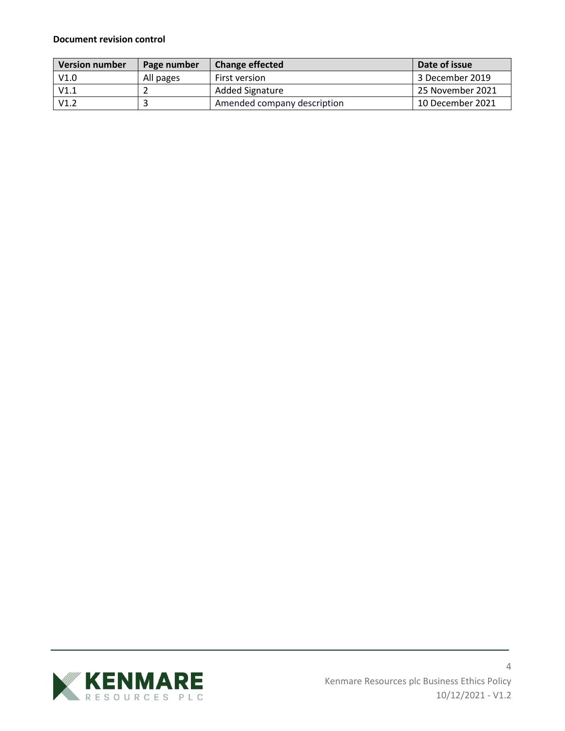**Document revision control**

| Version number | Page number | Change effected | Date of issue |
| --- | --- | --- | --- |
| V1.0 | All pages | First version | 3 December 2019 |
| V1.1 | 2 | Added Signature | 25 November 2021 |
| V1.2 | 3 | Amended company description | 10 December 2021 |